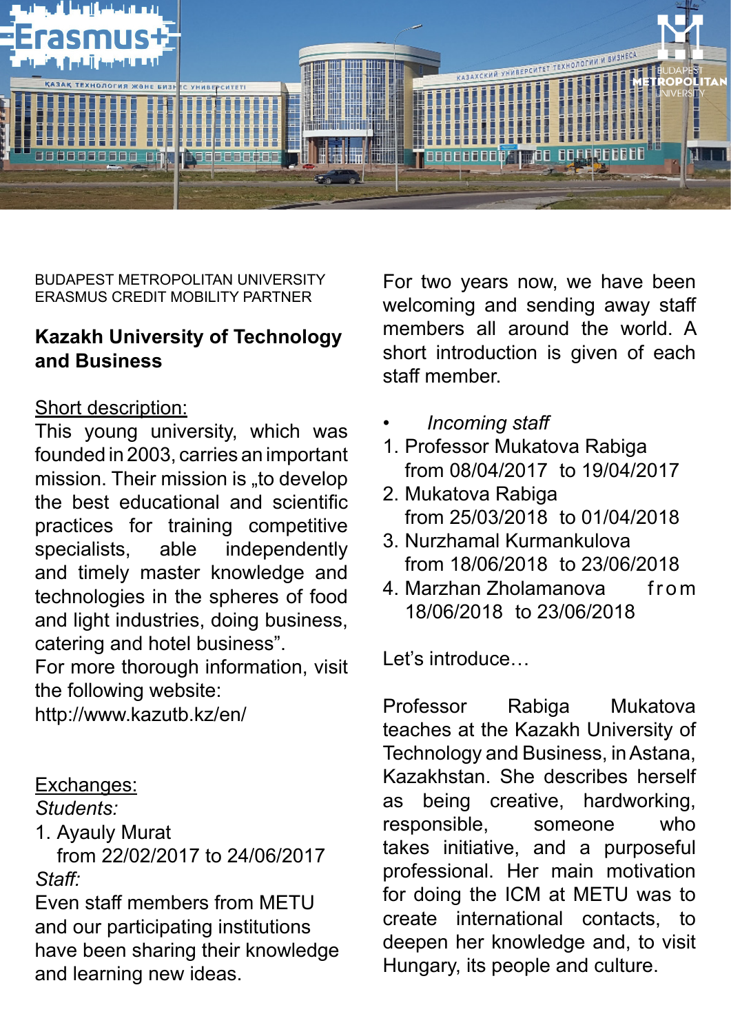BUDAPEST METROPOLITAN UNIVERSITY
ERASMUS CREDIT MOBILITY PARTNER

## Kazakh University of Technology and Business

Short description:

This young university, which was founded in 2003, carries an important mission. Their mission is „to develop the best educational and scientific practices for training competitive specialists, able independently and timely master knowledge and technologies in the spheres of food and light industries, doing business, catering and hotel business".
For more thorough information, visit the following website:
http://www.kazutb.kz/en/

Exchanges:

*Students:*

1. Ayauly Murat
   from 22/02/2017 to 24/06/2017

*Staff:*

Even staff members from METU and our participating institutions have been sharing their knowledge and learning new ideas.

For two years now, we have been welcoming and sending away staff members all around the world. A short introduction is given of each staff member.

- *Incoming staff*

1. Professor Mukatova Rabiga
   from 08/04/2017 to 19/04/2017
2. Mukatova Rabiga
   from 25/03/2018 to 01/04/2018
3. Nurzhamal Kurmankulova
   from 18/06/2018 to 23/06/2018
4. Marzhan Zholamanova from 18/06/2018 to 23/06/2018

Let's introduce…

Professor Rabiga Mukatova teaches at the Kazakh University of Technology and Business, in Astana, Kazakhstan. She describes herself as being creative, hardworking, responsible, someone who takes initiative, and a purposeful professional. Her main motivation for doing the ICM at METU was to create international contacts, to deepen her knowledge and, to visit Hungary, its people and culture.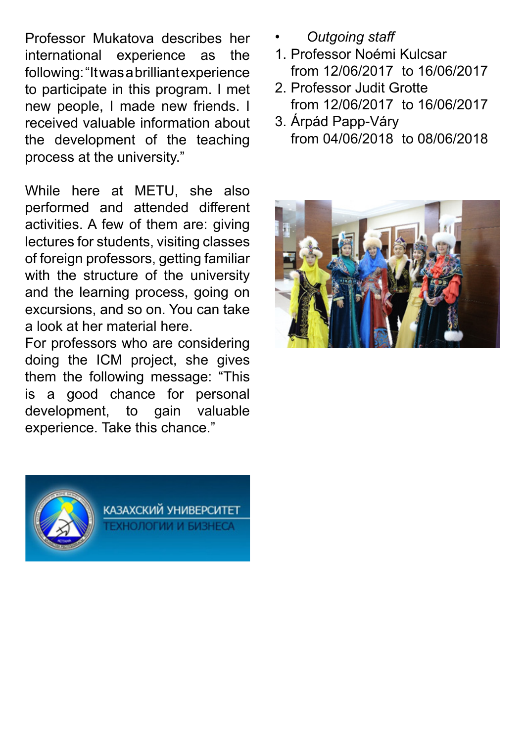Professor Mukatova describes her international experience as the following: "It was a brilliant experience to participate in this program. I met new people, I made new friends. I received valuable information about the development of the teaching process at the university."

While here at METU, she also performed and attended different activities. A few of them are: giving lectures for students, visiting classes of foreign professors, getting familiar with the structure of the university and the learning process, going on excursions, and so on. You can take a look at her material here.

For professors who are considering doing the ICM project, she gives them the following message: "This is a good chance for personal development, to gain valuable experience. Take this chance."

КАЗАХСКИЙ УНИВЕРСИТЕТ
ТЕХНОЛОГИИ И БИЗНЕСА

- *Outgoing staff*

1. Professor Noémi Kulcsar
   from 12/06/2017 to 16/06/2017
2. Professor Judit Grotte
   from 12/06/2017 to 16/06/2017
3. Árpád Papp-Váry
   from 04/06/2018 to 08/06/2018